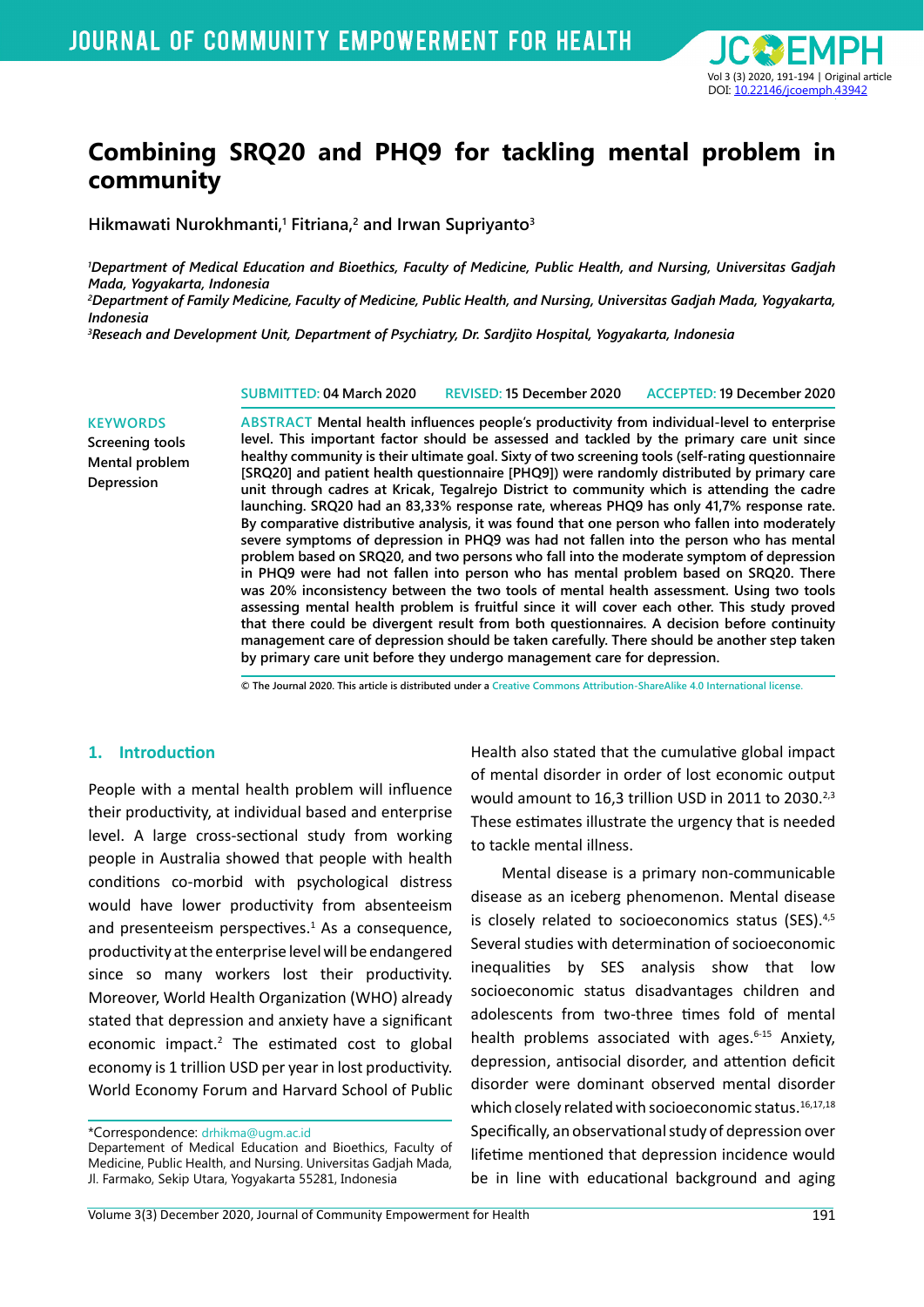# Combining SRQ20 and PHQ9 for tackling mental problem in community

**Hikmawati Nurokhmanti,[1] Fitriana,[2] and Irwan Supriyanto[3]**

*[1]Department of Medical Education and Bioethics, Faculty of Medicine, Public Health, and Nursing, Universitas Gadjah Mada, Yogyakarta, Indonesia*
*[2]Department of Family Medicine, Faculty of Medicine, Public Health, and Nursing, Universitas Gadjah Mada, Yogyakarta, Indonesia*
*[3]Reseach and Development Unit, Department of Psychiatry, Dr. Sardjito Hospital, Yogyakarta, Indonesia*

SUBMITTED: 04 March 2020 REVISED: 15 December 2020 ACCEPTED: 19 December 2020

**KEYWORDS**
Screening tools
Mental problem
Depression

**ABSTRACT** Mental health influences people's productivity from individual-level to enterprise level. This important factor should be assessed and tackled by the primary care unit since healthy community is their ultimate goal. Sixty of two screening tools (self-rating questionnaire [SRQ20] and patient health questionnaire [PHQ9]) were randomly distributed by primary care unit through cadres at Kricak, Tegalrejo District to community which is attending the cadre launching. SRQ20 had an 83,33% response rate, whereas PHQ9 has only 41,7% response rate. By comparative distributive analysis, it was found that one person who fallen into moderately severe symptoms of depression in PHQ9 was had not fallen into the person who has mental problem based on SRQ20, and two persons who fall into the moderate symptom of depression in PHQ9 were had not fallen into person who has mental problem based on SRQ20. There was 20% inconsistency between the two tools of mental health assessment. Using two tools assessing mental health problem is fruitful since it will cover each other. This study proved that there could be divergent result from both questionnaires. A decision before continuity management care of depression should be taken carefully. There should be another step taken by primary care unit before they undergo management care for depression.

© The Journal 2020. This article is distributed under a Creative Commons Attribution-ShareAlike 4.0 International license.

## 1. Introduction

People with a mental health problem will influence their productivity, at individual based and enterprise level. A large cross-sectional study from working people in Australia showed that people with health conditions co-morbid with psychological distress would have lower productivity from absenteeism and presenteeism perspectives.[1] As a consequence, productivity at the enterprise level will be endangered since so many workers lost their productivity. Moreover, World Health Organization (WHO) already stated that depression and anxiety have a significant economic impact.[2] The estimated cost to global economy is 1 trillion USD per year in lost productivity. World Economy Forum and Harvard School of Public Health also stated that the cumulative global impact of mental disorder in order of lost economic output would amount to 16,3 trillion USD in 2011 to 2030.[2,3] These estimates illustrate the urgency that is needed to tackle mental illness.

Mental disease is a primary non-communicable disease as an iceberg phenomenon. Mental disease is closely related to socioeconomics status (SES).[4,5] Several studies with determination of socioeconomic inequalities by SES analysis show that low socioeconomic status disadvantages children and adolescents from two-three times fold of mental health problems associated with ages.[6-15] Anxiety, depression, antisocial disorder, and attention deficit disorder were dominant observed mental disorder which closely related with socioeconomic status.[16,17,18] Specifically, an observational study of depression over lifetime mentioned that depression incidence would be in line with educational background and aging

*Correspondence: drhikma@ugm.ac.id
Departement of Medical Education and Bioethics, Faculty of Medicine, Public Health, and Nursing. Universitas Gadjah Mada, Jl. Farmako, Sekip Utara, Yogyakarta 55281, Indonesia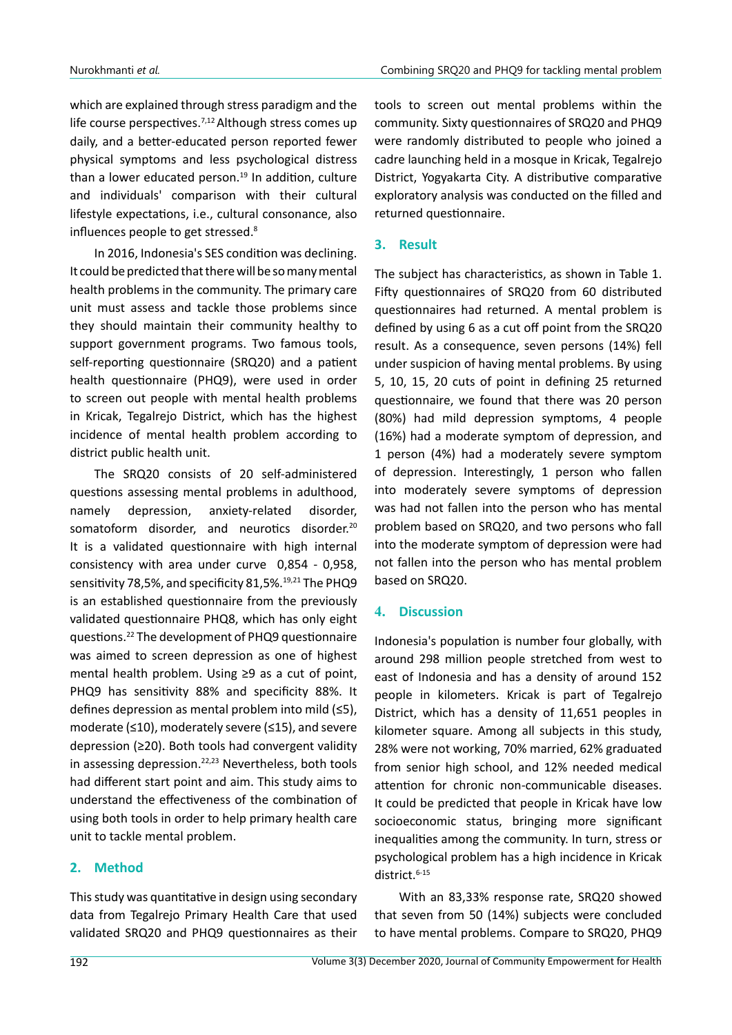which are explained through stress paradigm and the life course perspectives.[7,12] Although stress comes up daily, and a better-educated person reported fewer physical symptoms and less psychological distress than a lower educated person.[19] In addition, culture and individuals' comparison with their cultural lifestyle expectations, i.e., cultural consonance, also influences people to get stressed.[8]

In 2016, Indonesia's SES condition was declining. It could be predicted that there will be so many mental health problems in the community. The primary care unit must assess and tackle those problems since they should maintain their community healthy to support government programs. Two famous tools, self-reporting questionnaire (SRQ20) and a patient health questionnaire (PHQ9), were used in order to screen out people with mental health problems in Kricak, Tegalrejo District, which has the highest incidence of mental health problem according to district public health unit.

The SRQ20 consists of 20 self-administered questions assessing mental problems in adulthood, namely depression, anxiety-related disorder, somatoform disorder, and neurotics disorder.[20] It is a validated questionnaire with high internal consistency with area under curve 0,854 - 0,958, sensitivity 78,5%, and specificity 81,5%.[19,21] The PHQ9 is an established questionnaire from the previously validated questionnaire PHQ8, which has only eight questions.[22] The development of PHQ9 questionnaire was aimed to screen depression as one of highest mental health problem. Using ≥9 as a cut of point, PHQ9 has sensitivity 88% and specificity 88%. It defines depression as mental problem into mild (≤5), moderate (≤10), moderately severe (≤15), and severe depression (≥20). Both tools had convergent validity in assessing depression.[22,23] Nevertheless, both tools had different start point and aim. This study aims to understand the effectiveness of the combination of using both tools in order to help primary health care unit to tackle mental problem.

## 2. Method

This study was quantitative in design using secondary data from Tegalrejo Primary Health Care that used validated SRQ20 and PHQ9 questionnaires as their tools to screen out mental problems within the community. Sixty questionnaires of SRQ20 and PHQ9 were randomly distributed to people who joined a cadre launching held in a mosque in Kricak, Tegalrejo District, Yogyakarta City. A distributive comparative exploratory analysis was conducted on the filled and returned questionnaire.

## 3. Result

The subject has characteristics, as shown in Table 1. Fifty questionnaires of SRQ20 from 60 distributed questionnaires had returned. A mental problem is defined by using 6 as a cut off point from the SRQ20 result. As a consequence, seven persons (14%) fell under suspicion of having mental problems. By using 5, 10, 15, 20 cuts of point in defining 25 returned questionnaire, we found that there was 20 person (80%) had mild depression symptoms, 4 people (16%) had a moderate symptom of depression, and 1 person (4%) had a moderately severe symptom of depression. Interestingly, 1 person who fallen into moderately severe symptoms of depression was had not fallen into the person who has mental problem based on SRQ20, and two persons who fall into the moderate symptom of depression were had not fallen into the person who has mental problem based on SRQ20.

## 4. Discussion

Indonesia's population is number four globally, with around 298 million people stretched from west to east of Indonesia and has a density of around 152 people in kilometers. Kricak is part of Tegalrejo District, which has a density of 11,651 peoples in kilometer square. Among all subjects in this study, 28% were not working, 70% married, 62% graduated from senior high school, and 12% needed medical attention for chronic non-communicable diseases. It could be predicted that people in Kricak have low socioeconomic status, bringing more significant inequalities among the community. In turn, stress or psychological problem has a high incidence in Kricak district.[6-15]

With an 83,33% response rate, SRQ20 showed that seven from 50 (14%) subjects were concluded to have mental problems. Compare to SRQ20, PHQ9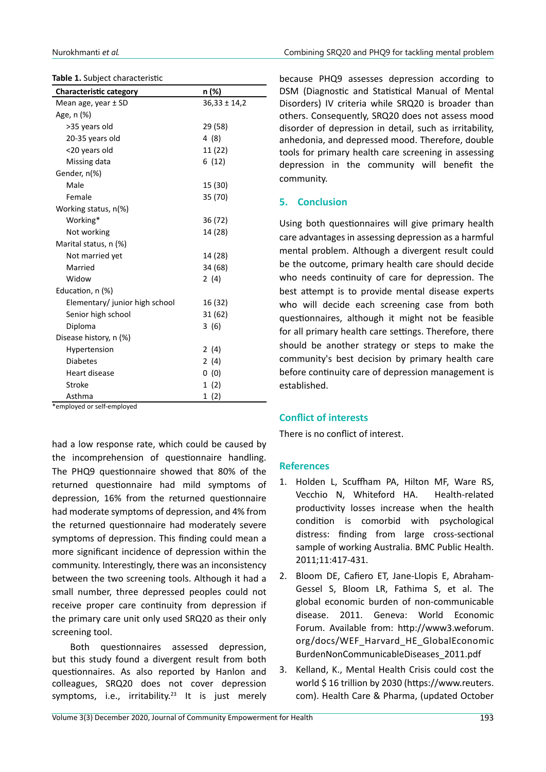**Table 1.** Subject characteristic

| Characteristic category | n (%) |
|---|---|
| Mean age, year ± SD | 36,33 ± 14,2 |
| Age, n (%) | |
| >35 years old | 29 (58) |
| 20-35 years old | 4 (8) |
| <20 years old | 11 (22) |
| Missing data | 6 (12) |
| Gender, n(%) | |
| Male | 15 (30) |
| Female | 35 (70) |
| Working status, n(%) | |
| Working* | 36 (72) |
| Not working | 14 (28) |
| Marital status, n (%) | |
| Not married yet | 14 (28) |
| Married | 34 (68) |
| Widow | 2 (4) |
| Education, n (%) | |
| Elementary/ junior high school | 16 (32) |
| Senior high school | 31 (62) |
| Diploma | 3 (6) |
| Disease history, n (%) | |
| Hypertension | 2 (4) |
| Diabetes | 2 (4) |
| Heart disease | 0 (0) |
| Stroke | 1 (2) |
| Asthma | 1 (2) |

*employed or self-employed

had a low response rate, which could be caused by the incomprehension of questionnaire handling. The PHQ9 questionnaire showed that 80% of the returned questionnaire had mild symptoms of depression, 16% from the returned questionnaire had moderate symptoms of depression, and 4% from the returned questionnaire had moderately severe symptoms of depression. This finding could mean a more significant incidence of depression within the community. Interestingly, there was an inconsistency between the two screening tools. Although it had a small number, three depressed peoples could not receive proper care continuity from depression if the primary care unit only used SRQ20 as their only screening tool.

Both questionnaires assessed depression, but this study found a divergent result from both questionnaires. As also reported by Hanlon and colleagues, SRQ20 does not cover depression symptoms, i.e., irritability.[23] It is just merely because PHQ9 assesses depression according to DSM (Diagnostic and Statistical Manual of Mental Disorders) IV criteria while SRQ20 is broader than others. Consequently, SRQ20 does not assess mood disorder of depression in detail, such as irritability, anhedonia, and depressed mood. Therefore, double tools for primary health care screening in assessing depression in the community will benefit the community.

## 5. Conclusion

Using both questionnaires will give primary health care advantages in assessing depression as a harmful mental problem. Although a divergent result could be the outcome, primary health care should decide who needs continuity of care for depression. The best attempt is to provide mental disease experts who will decide each screening case from both questionnaires, although it might not be feasible for all primary health care settings. Therefore, there should be another strategy or steps to make the community's best decision by primary health care before continuity care of depression management is established.

## Conflict of interests

There is no conflict of interest.

## References

1. Holden L, Scuffham PA, Hilton MF, Ware RS, Vecchio N, Whiteford HA. Health-related productivity losses increase when the health condition is comorbid with psychological distress: finding from large cross-sectional sample of working Australia. BMC Public Health. 2011;11:417-431.
2. Bloom DE, Cafiero ET, Jane-Llopis E, Abraham-Gessel S, Bloom LR, Fathima S, et al. The global economic burden of non-communicable disease. 2011. Geneva: World Economic Forum. Available from: http://www3.weforum.org/docs/WEF_Harvard_HE_GlobalEconomicBurdenNonCommunicableDiseases_2011.pdf
3. Kelland, K., Mental Health Crisis could cost the world $ 16 trillion by 2030 (https://www.reuters.com). Health Care & Pharma, (updated October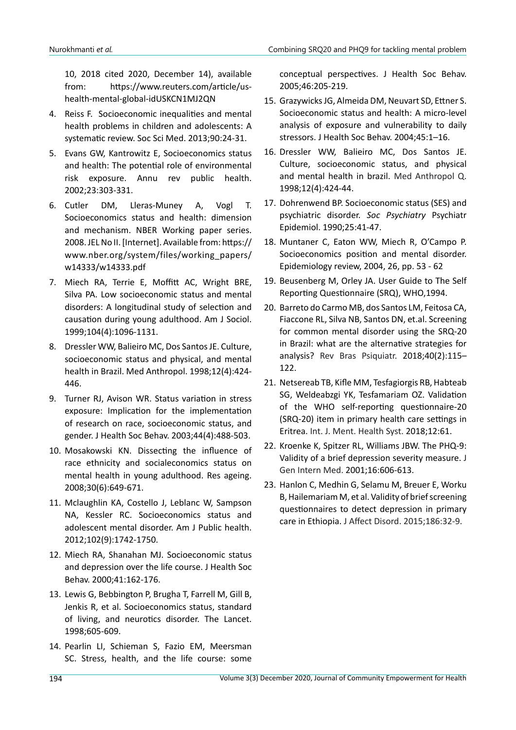10, 2018 cited 2020, December 14), available from: https://www.reuters.com/article/us-health-mental-global-idUSKCN1MJ2QN

4. Reiss F. Socioeconomic inequalities and mental health problems in children and adolescents: A systematic review. Soc Sci Med. 2013;90:24-31.
5. Evans GW, Kantrowitz E, Socioeconomics status and health: The potential role of environmental risk exposure. Annu rev public health. 2002;23:303-331.
6. Cutler DM, Lleras-Muney A, Vogl T. Socioeconomics status and health: dimension and mechanism. NBER Working paper series. 2008. JEL No II. [Internet]. Available from: https://www.nber.org/system/files/working_papers/w14333/w14333.pdf
7. Miech RA, Terrie E, Moffitt AC, Wright BRE, Silva PA. Low socioeconomic status and mental disorders: A longitudinal study of selection and causation during young adulthood. Am J Sociol. 1999;104(4):1096-1131.
8. Dressler WW, Balieiro MC, Dos Santos JE. Culture, socioeconomic status and physical, and mental health in Brazil. Med Anthropol. 1998;12(4):424-446.
9. Turner RJ, Avison WR. Status variation in stress exposure: Implication for the implementation of research on race, socioeconomic status, and gender. J Health Soc Behav. 2003;44(4):488-503.
10. Mosakowski KN. Dissecting the influence of race ethnicity and socialeconomics status on mental health in young adulthood. Res ageing. 2008;30(6):649-671.
11. Mclaughlin KA, Costello J, Leblanc W, Sampson NA, Kessler RC. Socioeconomics status and adolescent mental disorder. Am J Public health. 2012;102(9):1742-1750.
12. Miech RA, Shanahan MJ. Socioeconomic status and depression over the life course. J Health Soc Behav. 2000;41:162-176.
13. Lewis G, Bebbington P, Brugha T, Farrell M, Gill B, Jenkis R, et al. Socioeconomics status, standard of living, and neurotics disorder. The Lancet. 1998;605-609.
14. Pearlin LI, Schieman S, Fazio EM, Meersman SC. Stress, health, and the life course: some conceptual perspectives. J Health Soc Behav. 2005;46:205-219.
15. Grazywicks JG, Almeida DM, Neuvart SD, Ettner S. Socioeconomic status and health: A micro-level analysis of exposure and vulnerability to daily stressors. J Health Soc Behav. 2004;45:1–16.
16. Dressler WW, Balieiro MC, Dos Santos JE. Culture, socioeconomic status, and physical and mental health in brazil. Med Anthropol Q. 1998;12(4):424-44.
17. Dohrenwend BP. Socioeconomic status (SES) and psychiatric disorder. *Soc Psychiatry* Psychiatr Epidemiol. 1990;25:41-47.
18. Muntaner C, Eaton WW, Miech R, O'Campo P. Socioeconomics position and mental disorder. Epidemiology review, 2004, 26, pp. 53 - 62
19. Beusenberg M, Orley JA. User Guide to The Self Reporting Questionnaire (SRQ), WHO,1994.
20. Barreto do Carmo MB, dos Santos LM, Feitosa CA, Fiaccone RL, Silva NB, Santos DN, et.al. Screening for common mental disorder using the SRQ-20 in Brazil: what are the alternative strategies for analysis? Rev Bras Psiquiatr. 2018;40(2):115–122.
21. Netsereab TB, Kifle MM, Tesfagiorgis RB, Habteab SG, Weldeabzgi YK, Tesfamariam OZ. Validation of the WHO self-reporting questionnaire-20 (SRQ-20) item in primary health care settings in Eritrea. Int. J. Ment. Health Syst. 2018;12:61.
22. Kroenke K, Spitzer RL, Williams JBW. The PHQ-9: Validity of a brief depression severity measure. J Gen Intern Med. 2001;16:606-613.
23. Hanlon C, Medhin G, Selamu M, Breuer E, Worku B, Hailemariam M, et al. Validity of brief screening questionnaires to detect depression in primary care in Ethiopia. J Affect Disord. 2015;186:32-9.